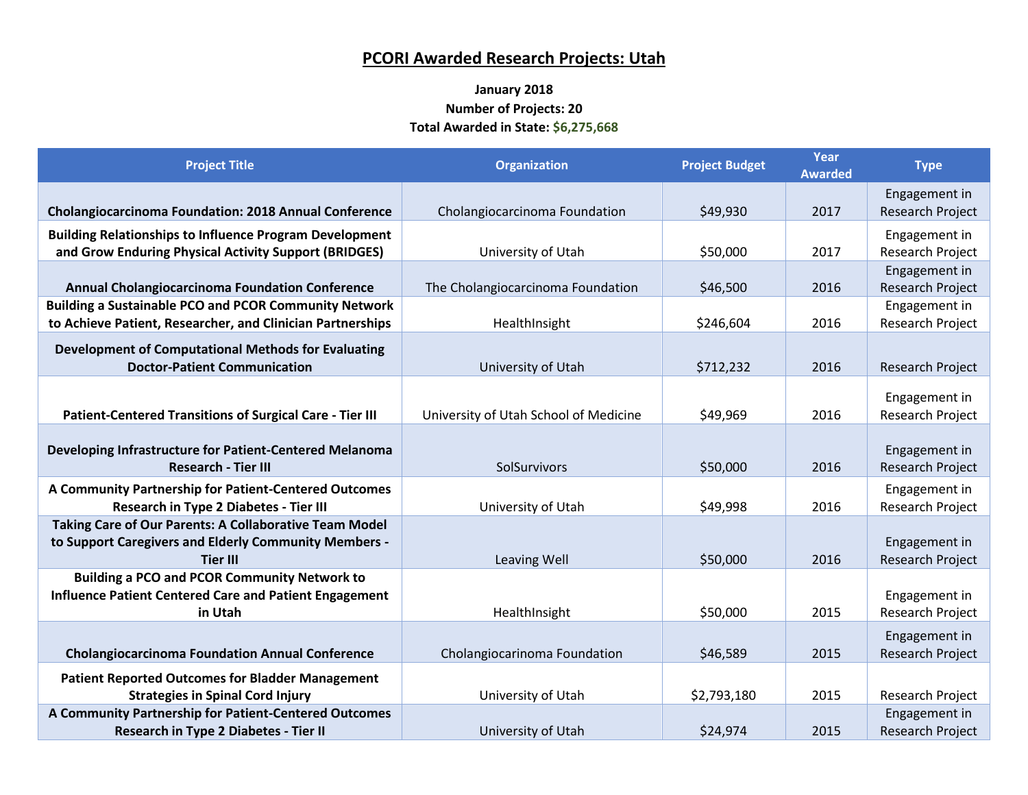# PCORI Awarded Research Projects: Utah

**January 2018**
**Number of Projects: 20**
**Total Awarded in State: $6,275,668**

| Project Title | Organization | Project Budget | Year Awarded | Type |
|---|---|---|---|---|
| **Cholangiocarcinoma Foundation: 2018 Annual Conference** | Cholangiocarcinoma Foundation | $49,930 | 2017 | Engagement in Research Project |
| **Building Relationships to Influence Program Development and Grow Enduring Physical Activity Support (BRIDGES)** | University of Utah | $50,000 | 2017 | Engagement in Research Project |
| **Annual Cholangiocarcinoma Foundation Conference** | The Cholangiocarcinoma Foundation | $46,500 | 2016 | Engagement in Research Project |
| **Building a Sustainable PCO and PCOR Community Network to Achieve Patient, Researcher, and Clinician Partnerships** | HealthInsight | $246,604 | 2016 | Engagement in Research Project |
| **Development of Computational Methods for Evaluating Doctor-Patient Communication** | University of Utah | $712,232 | 2016 | Research Project |
| **Patient-Centered Transitions of Surgical Care - Tier III** | University of Utah School of Medicine | $49,969 | 2016 | Engagement in Research Project |
| **Developing Infrastructure for Patient-Centered Melanoma Research - Tier III** | SolSurvivors | $50,000 | 2016 | Engagement in Research Project |
| **A Community Partnership for Patient-Centered Outcomes Research in Type 2 Diabetes - Tier III** | University of Utah | $49,998 | 2016 | Engagement in Research Project |
| **Taking Care of Our Parents: A Collaborative Team Model to Support Caregivers and Elderly Community Members - Tier III** | Leaving Well | $50,000 | 2016 | Engagement in Research Project |
| **Building a PCO and PCOR Community Network to Influence Patient Centered Care and Patient Engagement in Utah** | HealthInsight | $50,000 | 2015 | Engagement in Research Project |
| **Cholangiocarcinoma Foundation Annual Conference** | Cholangiocarinoma Foundation | $46,589 | 2015 | Engagement in Research Project |
| **Patient Reported Outcomes for Bladder Management Strategies in Spinal Cord Injury** | University of Utah | $2,793,180 | 2015 | Research Project |
| **A Community Partnership for Patient-Centered Outcomes Research in Type 2 Diabetes - Tier II** | University of Utah | $24,974 | 2015 | Engagement in Research Project |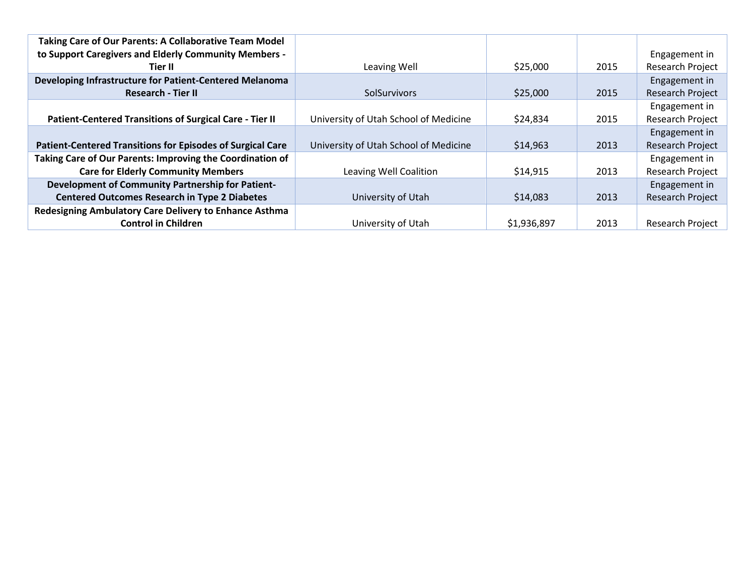| | | | | |
|---|---|---|---|---|
| **Taking Care of Our Parents: A Collaborative Team Model to Support Caregivers and Elderly Community Members - Tier II** | Leaving Well | $25,000 | 2015 | Engagement in Research Project |
| **Developing Infrastructure for Patient-Centered Melanoma Research - Tier II** | SolSurvivors | $25,000 | 2015 | Engagement in Research Project |
| **Patient-Centered Transitions of Surgical Care - Tier II** | University of Utah School of Medicine | $24,834 | 2015 | Engagement in Research Project |
| **Patient-Centered Transitions for Episodes of Surgical Care** | University of Utah School of Medicine | $14,963 | 2013 | Engagement in Research Project |
| **Taking Care of Our Parents: Improving the Coordination of Care for Elderly Community Members** | Leaving Well Coalition | $14,915 | 2013 | Engagement in Research Project |
| **Development of Community Partnership for Patient-Centered Outcomes Research in Type 2 Diabetes** | University of Utah | $14,083 | 2013 | Engagement in Research Project |
| **Redesigning Ambulatory Care Delivery to Enhance Asthma Control in Children** | University of Utah | $1,936,897 | 2013 | Research Project |